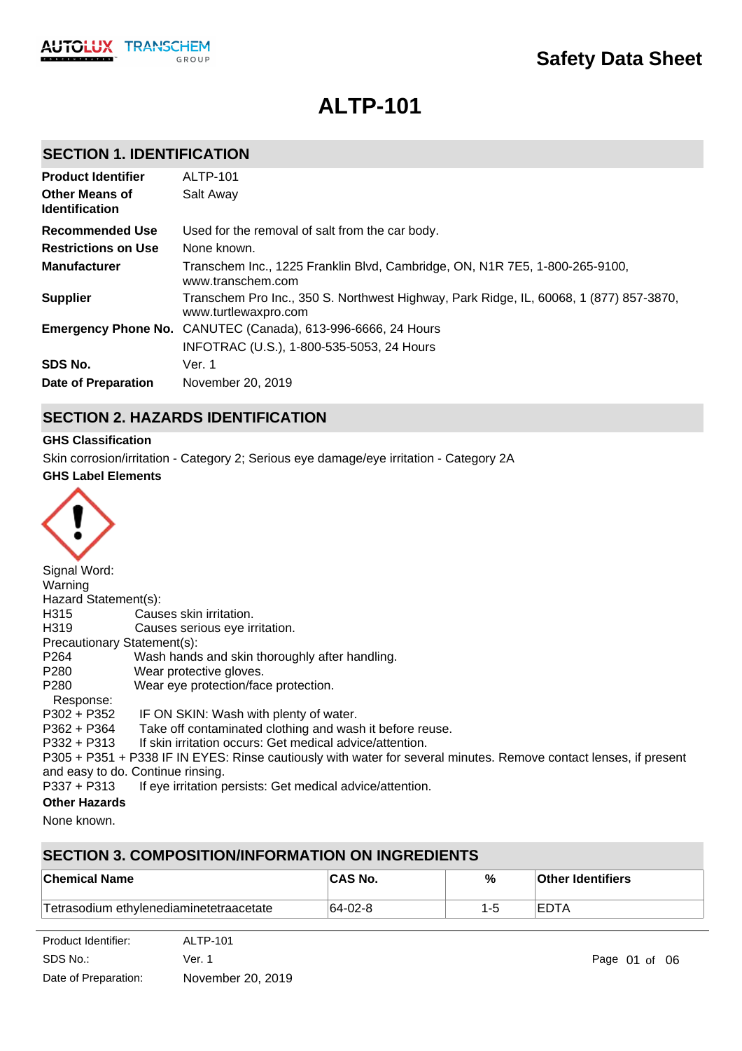# Safety Data Sheet

# ALTP-101

## SECTION 1. IDENTIFICATION

| | |
|---|---|
| **Product Identifier** | ALTP-101 |
| **Other Means of Identification** | Salt Away |
| **Recommended Use** | Used for the removal of salt from the car body. |
| **Restrictions on Use** | None known. |
| **Manufacturer** | Transchem Inc., 1225 Franklin Blvd, Cambridge, ON, N1R 7E5, 1-800-265-9100, www.transchem.com |
| **Supplier** | Transchem Pro Inc., 350 S. Northwest Highway, Park Ridge, IL, 60068, 1 (877) 857-3870, www.turtlewaxpro.com |
| **Emergency Phone No.** | CANUTEC (Canada), 613-996-6666, 24 Hours |
| | INFOTRAC (U.S.), 1-800-535-5053, 24 Hours |
| **SDS No.** | Ver. 1 |
| **Date of Preparation** | November 20, 2019 |

## SECTION 2. HAZARDS IDENTIFICATION

**GHS Classification**

Skin corrosion/irritation - Category 2; Serious eye damage/eye irritation - Category 2A

**GHS Label Elements**

Signal Word:
Warning

Hazard Statement(s):
H315 Causes skin irritation.
H319 Causes serious eye irritation.

Precautionary Statement(s):
P264 Wash hands and skin thoroughly after handling.
P280 Wear protective gloves.
P280 Wear eye protection/face protection.

Response:
P302 + P352 IF ON SKIN: Wash with plenty of water.
P362 + P364 Take off contaminated clothing and wash it before reuse.
P332 + P313 If skin irritation occurs: Get medical advice/attention.
P305 + P351 + P338 IF IN EYES: Rinse cautiously with water for several minutes. Remove contact lenses, if present and easy to do. Continue rinsing.
P337 + P313 If eye irritation persists: Get medical advice/attention.

**Other Hazards**

None known.

## SECTION 3. COMPOSITION/INFORMATION ON INGREDIENTS

| Chemical Name | CAS No. | % | Other Identifiers |
|---|---|---|---|
| Tetrasodium ethylenediaminetetraacetate | 64-02-8 | 1-5 | EDTA |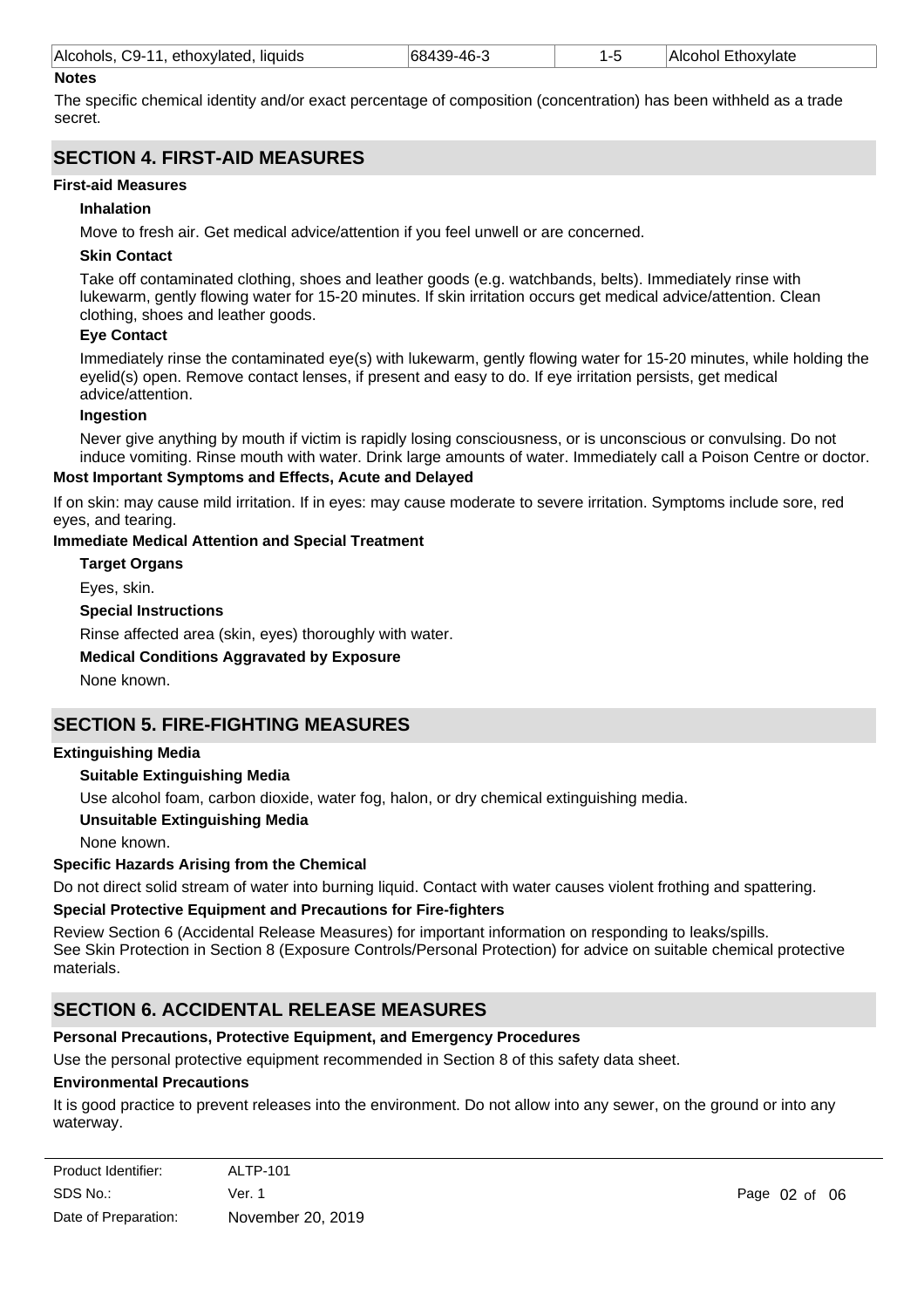| Alcohols, C9-11, ethoxylated, liquids | 68439-46-3 | 1-5 | Alcohol Ethoxylate |
|---|---|---|---|

**Notes**

The specific chemical identity and/or exact percentage of composition (concentration) has been withheld as a trade secret.

## SECTION 4. FIRST-AID MEASURES

**First-aid Measures**

**Inhalation**

Move to fresh air. Get medical advice/attention if you feel unwell or are concerned.

**Skin Contact**

Take off contaminated clothing, shoes and leather goods (e.g. watchbands, belts). Immediately rinse with lukewarm, gently flowing water for 15-20 minutes. If skin irritation occurs get medical advice/attention. Clean clothing, shoes and leather goods.

**Eye Contact**

Immediately rinse the contaminated eye(s) with lukewarm, gently flowing water for 15-20 minutes, while holding the eyelid(s) open. Remove contact lenses, if present and easy to do. If eye irritation persists, get medical advice/attention.

**Ingestion**

Never give anything by mouth if victim is rapidly losing consciousness, or is unconscious or convulsing. Do not induce vomiting. Rinse mouth with water. Drink large amounts of water. Immediately call a Poison Centre or doctor.

**Most Important Symptoms and Effects, Acute and Delayed**

If on skin: may cause mild irritation. If in eyes: may cause moderate to severe irritation. Symptoms include sore, red eyes, and tearing.

**Immediate Medical Attention and Special Treatment**

**Target Organs**

Eyes, skin.

**Special Instructions**

Rinse affected area (skin, eyes) thoroughly with water.

**Medical Conditions Aggravated by Exposure**

None known.

## SECTION 5. FIRE-FIGHTING MEASURES

**Extinguishing Media**

**Suitable Extinguishing Media**

Use alcohol foam, carbon dioxide, water fog, halon, or dry chemical extinguishing media.

**Unsuitable Extinguishing Media**

None known.

**Specific Hazards Arising from the Chemical**

Do not direct solid stream of water into burning liquid. Contact with water causes violent frothing and spattering.

**Special Protective Equipment and Precautions for Fire-fighters**

Review Section 6 (Accidental Release Measures) for important information on responding to leaks/spills.
See Skin Protection in Section 8 (Exposure Controls/Personal Protection) for advice on suitable chemical protective materials.

## SECTION 6. ACCIDENTAL RELEASE MEASURES

**Personal Precautions, Protective Equipment, and Emergency Procedures**

Use the personal protective equipment recommended in Section 8 of this safety data sheet.

**Environmental Precautions**

It is good practice to prevent releases into the environment. Do not allow into any sewer, on the ground or into any waterway.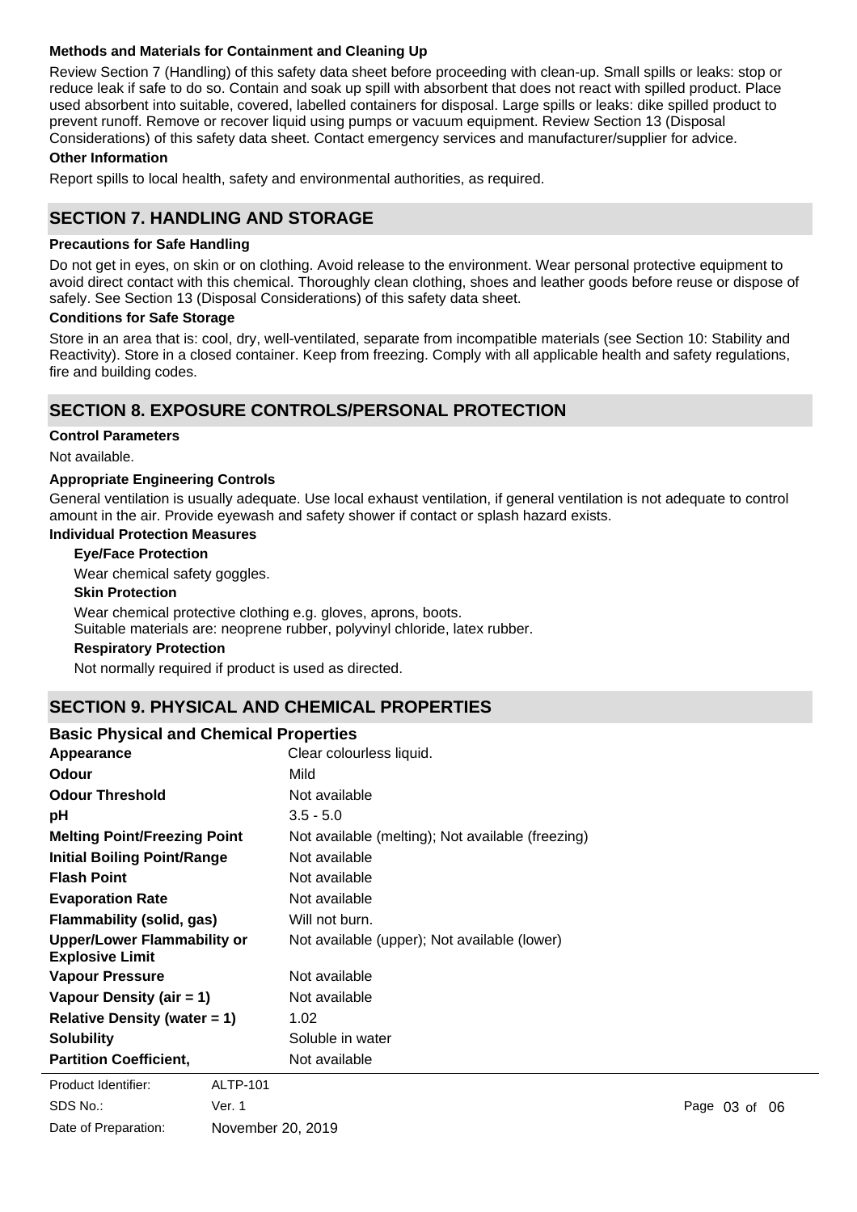#### Methods and Materials for Containment and Cleaning Up

Review Section 7 (Handling) of this safety data sheet before proceeding with clean-up. Small spills or leaks: stop or reduce leak if safe to do so. Contain and soak up spill with absorbent that does not react with spilled product. Place used absorbent into suitable, covered, labelled containers for disposal. Large spills or leaks: dike spilled product to prevent runoff. Remove or recover liquid using pumps or vacuum equipment. Review Section 13 (Disposal Considerations) of this safety data sheet. Contact emergency services and manufacturer/supplier for advice.

#### Other Information

Report spills to local health, safety and environmental authorities, as required.

## SECTION 7. HANDLING AND STORAGE

#### Precautions for Safe Handling

Do not get in eyes, on skin or on clothing. Avoid release to the environment. Wear personal protective equipment to avoid direct contact with this chemical. Thoroughly clean clothing, shoes and leather goods before reuse or dispose of safely. See Section 13 (Disposal Considerations) of this safety data sheet.

#### Conditions for Safe Storage

Store in an area that is: cool, dry, well-ventilated, separate from incompatible materials (see Section 10: Stability and Reactivity). Store in a closed container. Keep from freezing. Comply with all applicable health and safety regulations, fire and building codes.

## SECTION 8. EXPOSURE CONTROLS/PERSONAL PROTECTION

#### Control Parameters

Not available.

#### Appropriate Engineering Controls

General ventilation is usually adequate. Use local exhaust ventilation, if general ventilation is not adequate to control amount in the air. Provide eyewash and safety shower if contact or splash hazard exists.

#### Individual Protection Measures

**Eye/Face Protection**

Wear chemical safety goggles.

**Skin Protection**

Wear chemical protective clothing e.g. gloves, aprons, boots.
Suitable materials are: neoprene rubber, polyvinyl chloride, latex rubber.

**Respiratory Protection**

Not normally required if product is used as directed.

## SECTION 9. PHYSICAL AND CHEMICAL PROPERTIES

### Basic Physical and Chemical Properties

| Property | Value |
|---|---|
| **Appearance** | Clear colourless liquid. |
| **Odour** | Mild |
| **Odour Threshold** | Not available |
| **pH** | 3.5 - 5.0 |
| **Melting Point/Freezing Point** | Not available (melting); Not available (freezing) |
| **Initial Boiling Point/Range** | Not available |
| **Flash Point** | Not available |
| **Evaporation Rate** | Not available |
| **Flammability (solid, gas)** | Will not burn. |
| **Upper/Lower Flammability or Explosive Limit** | Not available (upper); Not available (lower) |
| **Vapour Pressure** | Not available |
| **Vapour Density (air = 1)** | Not available |
| **Relative Density (water = 1)** | 1.02 |
| **Solubility** | Soluble in water |
| **Partition Coefficient,** | Not available |

Product Identifier: ALTP-101
SDS No.: Ver. 1
Date of Preparation: November 20, 2019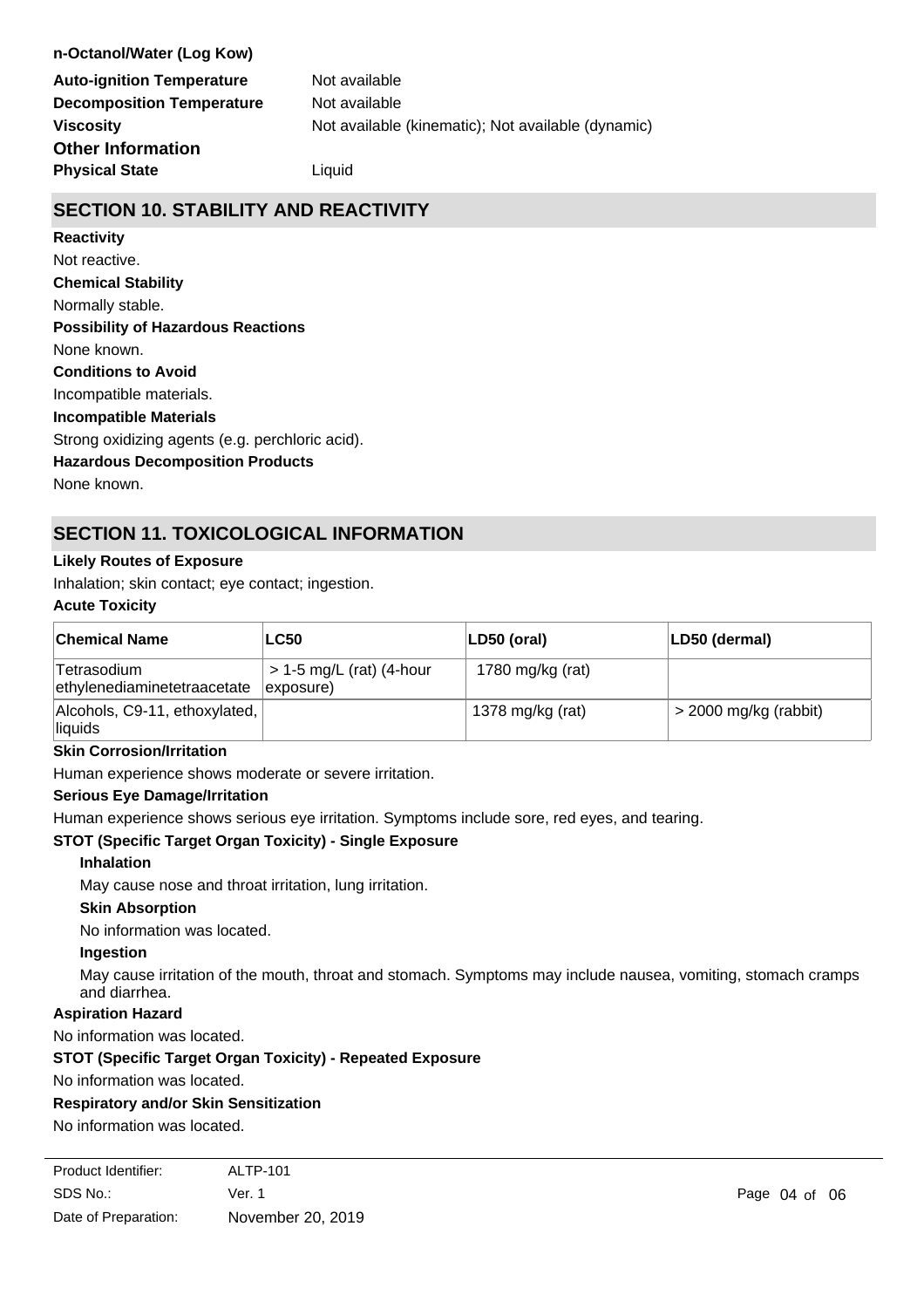**n-Octanol/Water (Log Kow)**

**Auto-ignition Temperature** Not available

**Decomposition Temperature** Not available

**Viscosity** Not available (kinematic); Not available (dynamic)

**Other Information**

**Physical State** Liquid

## SECTION 10. STABILITY AND REACTIVITY

**Reactivity**

Not reactive.

**Chemical Stability**

Normally stable.

**Possibility of Hazardous Reactions**

None known.

**Conditions to Avoid**

Incompatible materials.

**Incompatible Materials**

Strong oxidizing agents (e.g. perchloric acid).

**Hazardous Decomposition Products**

None known.

## SECTION 11. TOXICOLOGICAL INFORMATION

**Likely Routes of Exposure**

Inhalation; skin contact; eye contact; ingestion.

**Acute Toxicity**

| Chemical Name | LC50 | LD50 (oral) | LD50 (dermal) |
|---|---|---|---|
| Tetrasodium ethylenediaminetetraacetate | > 1-5 mg/L (rat) (4-hour exposure) | 1780 mg/kg (rat) | |
| Alcohols, C9-11, ethoxylated, liquids | | 1378 mg/kg (rat) | > 2000 mg/kg (rabbit) |

**Skin Corrosion/Irritation**

Human experience shows moderate or severe irritation.

**Serious Eye Damage/Irritation**

Human experience shows serious eye irritation. Symptoms include sore, red eyes, and tearing.

**STOT (Specific Target Organ Toxicity) - Single Exposure**

**Inhalation**

May cause nose and throat irritation, lung irritation.

**Skin Absorption**

No information was located.

**Ingestion**

May cause irritation of the mouth, throat and stomach. Symptoms may include nausea, vomiting, stomach cramps and diarrhea.

**Aspiration Hazard**

No information was located.

**STOT (Specific Target Organ Toxicity) - Repeated Exposure**

No information was located.

**Respiratory and/or Skin Sensitization**

No information was located.

Product Identifier: ALTP-101
SDS No.: Ver. 1
Date of Preparation: November 20, 2019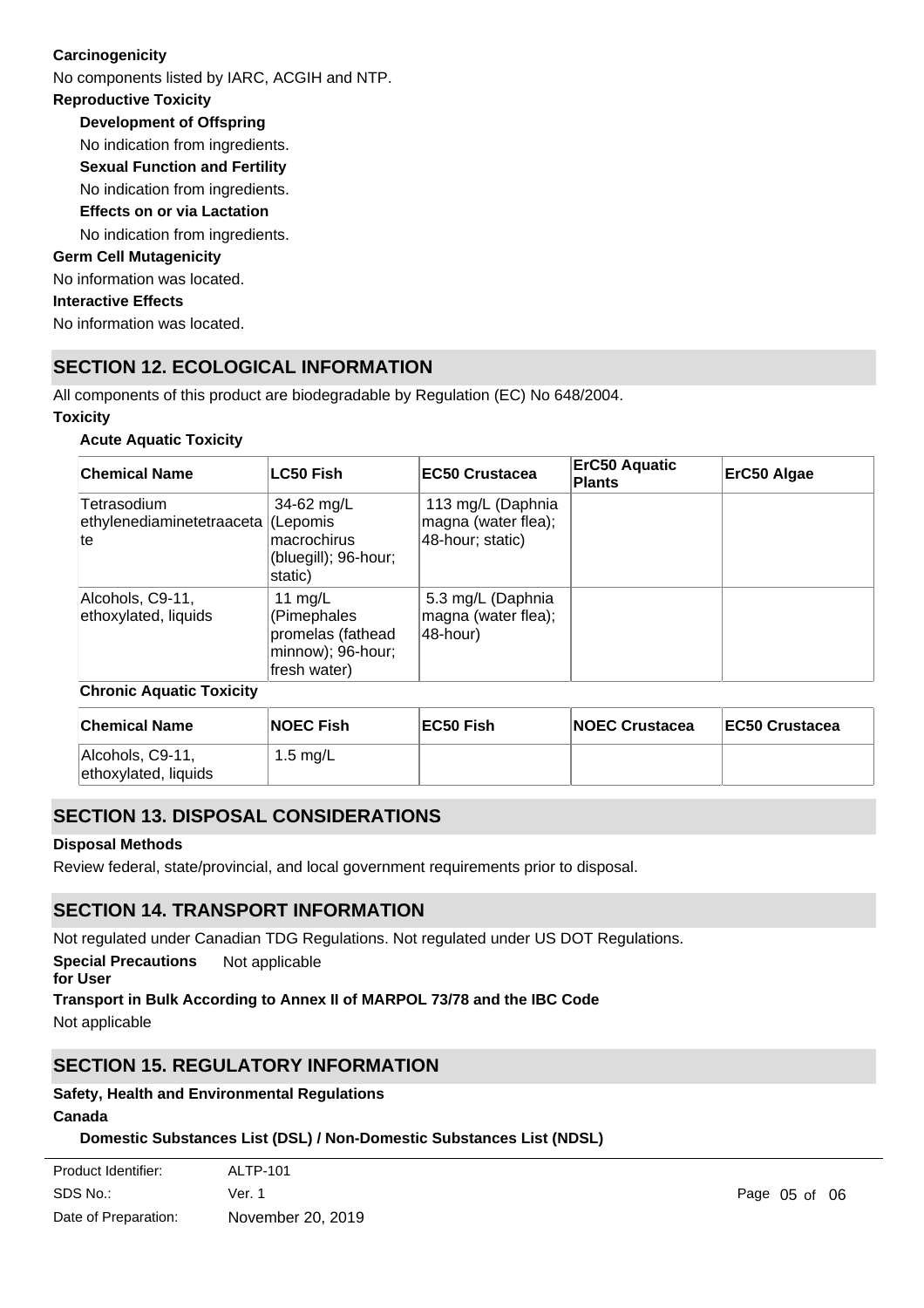**Carcinogenicity**

No components listed by IARC, ACGIH and NTP.

**Reproductive Toxicity**

**Development of Offspring**

No indication from ingredients.

**Sexual Function and Fertility**

No indication from ingredients.

**Effects on or via Lactation**

No indication from ingredients.

**Germ Cell Mutagenicity**

No information was located.

**Interactive Effects**

No information was located.

## SECTION 12. ECOLOGICAL INFORMATION

All components of this product are biodegradable by Regulation (EC) No 648/2004.

**Toxicity**

**Acute Aquatic Toxicity**

| Chemical Name | LC50 Fish | EC50 Crustacea | ErC50 Aquatic Plants | ErC50 Algae |
|---|---|---|---|---|
| Tetrasodium ethylenediaminetetraacetate | 34-62 mg/L (Lepomis macrochirus (bluegill); 96-hour; static) | 113 mg/L (Daphnia magna (water flea); 48-hour; static) | | |
| Alcohols, C9-11, ethoxylated, liquids | 11 mg/L (Pimephales promelas (fathead minnow); 96-hour; fresh water) | 5.3 mg/L (Daphnia magna (water flea); 48-hour) | | |

**Chronic Aquatic Toxicity**

| Chemical Name | NOEC Fish | EC50 Fish | NOEC Crustacea | EC50 Crustacea |
|---|---|---|---|---|
| Alcohols, C9-11, ethoxylated, liquids | 1.5 mg/L | | | |

## SECTION 13. DISPOSAL CONSIDERATIONS

**Disposal Methods**

Review federal, state/provincial, and local government requirements prior to disposal.

## SECTION 14. TRANSPORT INFORMATION

Not regulated under Canadian TDG Regulations. Not regulated under US DOT Regulations.

**Special Precautions for User** Not applicable

**Transport in Bulk According to Annex II of MARPOL 73/78 and the IBC Code**

Not applicable

## SECTION 15. REGULATORY INFORMATION

**Safety, Health and Environmental Regulations**

**Canada**

**Domestic Substances List (DSL) / Non-Domestic Substances List (NDSL)**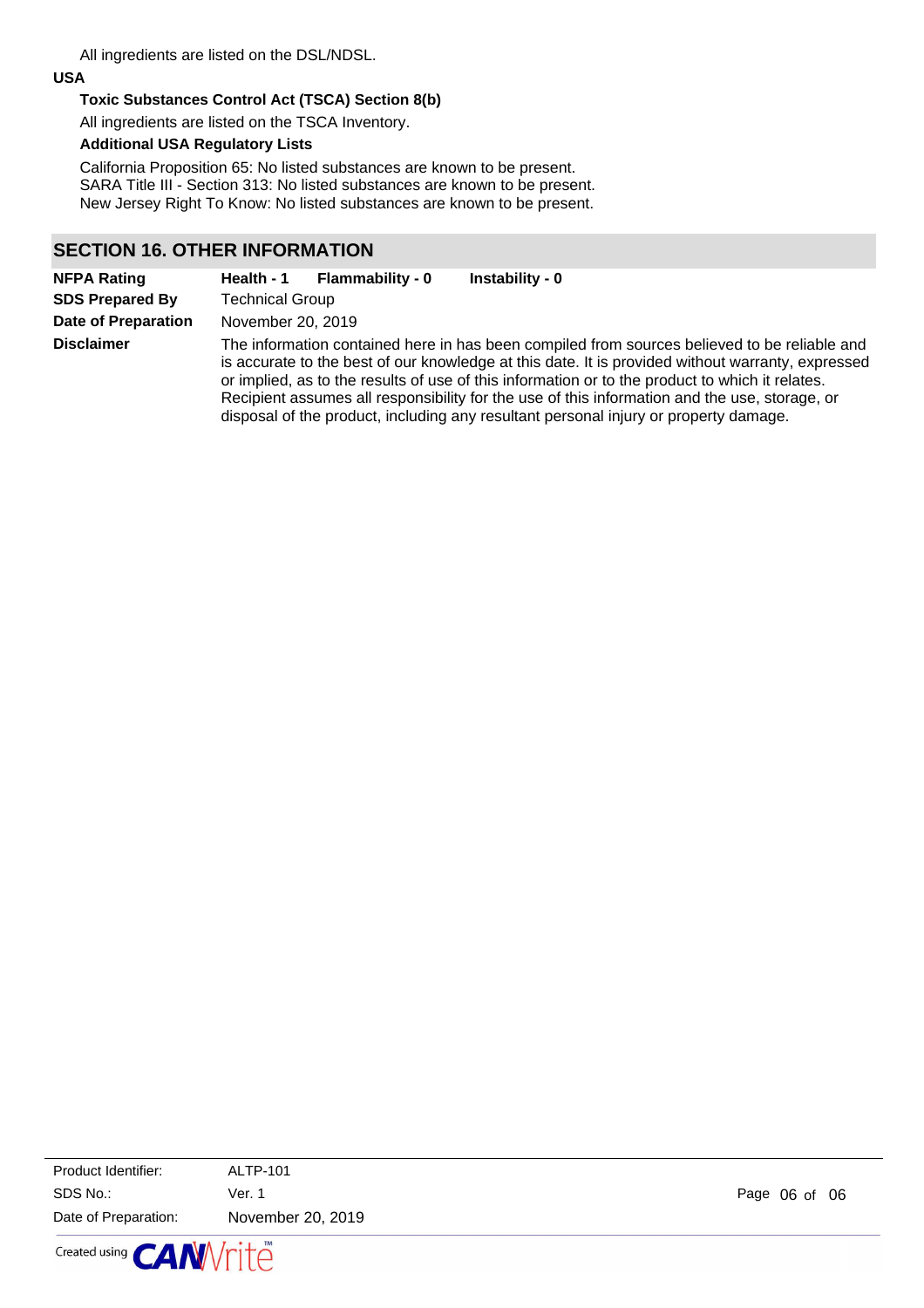All ingredients are listed on the DSL/NDSL.

**USA**

**Toxic Substances Control Act (TSCA) Section 8(b)**

All ingredients are listed on the TSCA Inventory.

**Additional USA Regulatory Lists**

California Proposition 65: No listed substances are known to be present.
SARA Title III - Section 313: No listed substances are known to be present.
New Jersey Right To Know: No listed substances are known to be present.

## SECTION 16. OTHER INFORMATION

| | |
|---|---|
| **NFPA Rating** | **Health - 1** **Flammability - 0** **Instability - 0** |
| **SDS Prepared By** | Technical Group |
| **Date of Preparation** | November 20, 2019 |
| **Disclaimer** | The information contained here in has been compiled from sources believed to be reliable and is accurate to the best of our knowledge at this date. It is provided without warranty, expressed or implied, as to the results of use of this information or to the product to which it relates. Recipient assumes all responsibility for the use of this information and the use, storage, or disposal of the product, including any resultant personal injury or property damage. |